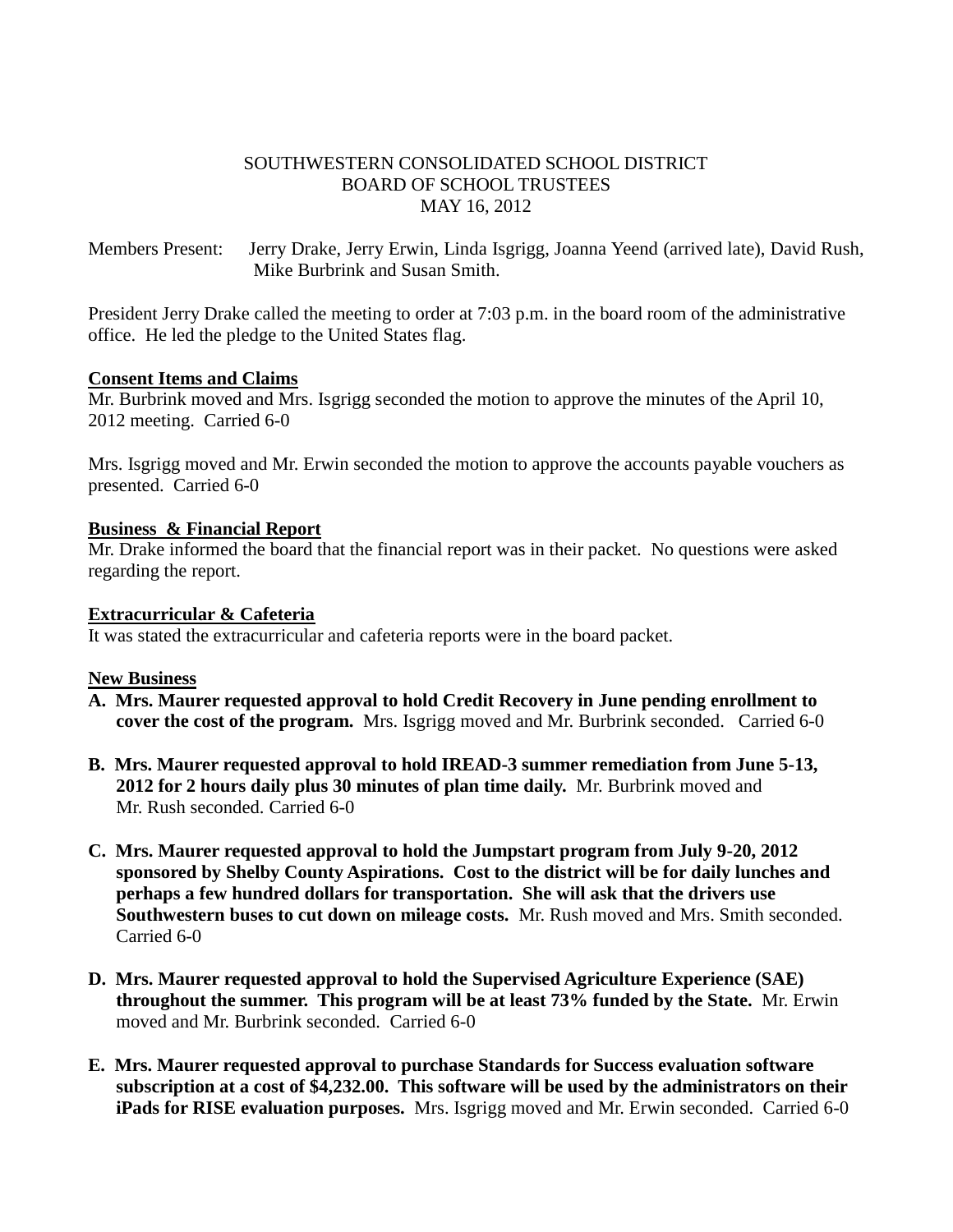SOUTHWESTERN CONSOLIDATED SCHOOL DISTRICT
BOARD OF SCHOOL TRUSTEES
MAY 16, 2012

Members Present: Jerry Drake, Jerry Erwin, Linda Isgrigg, Joanna Yeend (arrived late), David Rush, Mike Burbrink and Susan Smith.

President Jerry Drake called the meeting to order at 7:03 p.m. in the board room of the administrative office. He led the pledge to the United States flag.

**Consent Items and Claims**

Mr. Burbrink moved and Mrs. Isgrigg seconded the motion to approve the minutes of the April 10, 2012 meeting. Carried 6-0

Mrs. Isgrigg moved and Mr. Erwin seconded the motion to approve the accounts payable vouchers as presented. Carried 6-0

**Business & Financial Report**

Mr. Drake informed the board that the financial report was in their packet. No questions were asked regarding the report.

**Extracurricular & Cafeteria**

It was stated the extracurricular and cafeteria reports were in the board packet.

**New Business**

A. **Mrs. Maurer requested approval to hold Credit Recovery in June pending enrollment to cover the cost of the program.** Mrs. Isgrigg moved and Mr. Burbrink seconded. Carried 6-0

B. **Mrs. Maurer requested approval to hold IREAD-3 summer remediation from June 5-13, 2012 for 2 hours daily plus 30 minutes of plan time daily.** Mr. Burbrink moved and Mr. Rush seconded. Carried 6-0

C. **Mrs. Maurer requested approval to hold the Jumpstart program from July 9-20, 2012 sponsored by Shelby County Aspirations. Cost to the district will be for daily lunches and perhaps a few hundred dollars for transportation. She will ask that the drivers use Southwestern buses to cut down on mileage costs.** Mr. Rush moved and Mrs. Smith seconded. Carried 6-0

D. **Mrs. Maurer requested approval to hold the Supervised Agriculture Experience (SAE) throughout the summer. This program will be at least 73% funded by the State.** Mr. Erwin moved and Mr. Burbrink seconded. Carried 6-0

E. **Mrs. Maurer requested approval to purchase Standards for Success evaluation software subscription at a cost of $4,232.00. This software will be used by the administrators on their iPads for RISE evaluation purposes.** Mrs. Isgrigg moved and Mr. Erwin seconded. Carried 6-0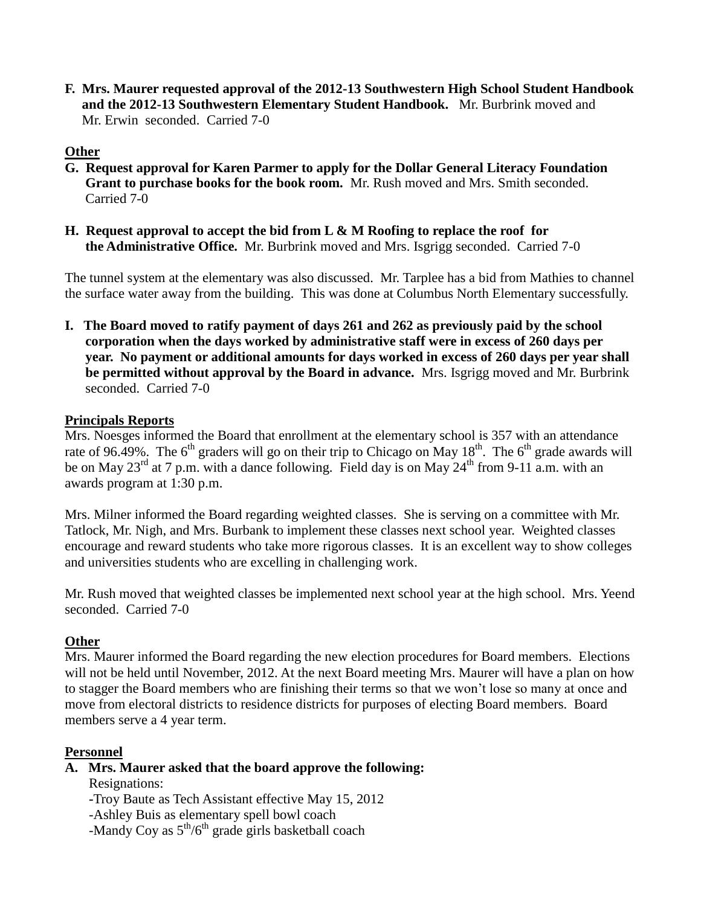**F. Mrs. Maurer requested approval of the 2012-13 Southwestern High School Student Handbook and the 2012-13 Southwestern Elementary Student Handbook.** Mr. Burbrink moved and Mr. Erwin seconded. Carried 7-0

## Other

**G. Request approval for Karen Parmer to apply for the Dollar General Literacy Foundation Grant to purchase books for the book room.** Mr. Rush moved and Mrs. Smith seconded. Carried 7-0

**H. Request approval to accept the bid from L & M Roofing to replace the roof for the Administrative Office.** Mr. Burbrink moved and Mrs. Isgrigg seconded. Carried 7-0

The tunnel system at the elementary was also discussed. Mr. Tarplee has a bid from Mathies to channel the surface water away from the building. This was done at Columbus North Elementary successfully.

**I. The Board moved to ratify payment of days 261 and 262 as previously paid by the school corporation when the days worked by administrative staff were in excess of 260 days per year. No payment or additional amounts for days worked in excess of 260 days per year shall be permitted without approval by the Board in advance.** Mrs. Isgrigg moved and Mr. Burbrink seconded. Carried 7-0

## Principals Reports

Mrs. Noesges informed the Board that enrollment at the elementary school is 357 with an attendance rate of 96.49%. The 6th graders will go on their trip to Chicago on May 18th. The 6th grade awards will be on May 23rd at 7 p.m. with a dance following. Field day is on May 24th from 9-11 a.m. with an awards program at 1:30 p.m.

Mrs. Milner informed the Board regarding weighted classes. She is serving on a committee with Mr. Tatlock, Mr. Nigh, and Mrs. Burbank to implement these classes next school year. Weighted classes encourage and reward students who take more rigorous classes. It is an excellent way to show colleges and universities students who are excelling in challenging work.

Mr. Rush moved that weighted classes be implemented next school year at the high school. Mrs. Yeend seconded. Carried 7-0

## Other

Mrs. Maurer informed the Board regarding the new election procedures for Board members. Elections will not be held until November, 2012. At the next Board meeting Mrs. Maurer will have a plan on how to stagger the Board members who are finishing their terms so that we won't lose so many at once and move from electoral districts to residence districts for purposes of electing Board members. Board members serve a 4 year term.

## Personnel

**A. Mrs. Maurer asked that the board approve the following:**

Resignations:

- Troy Baute as Tech Assistant effective May 15, 2012
- Ashley Buis as elementary spell bowl coach
- Mandy Coy as 5th/6th grade girls basketball coach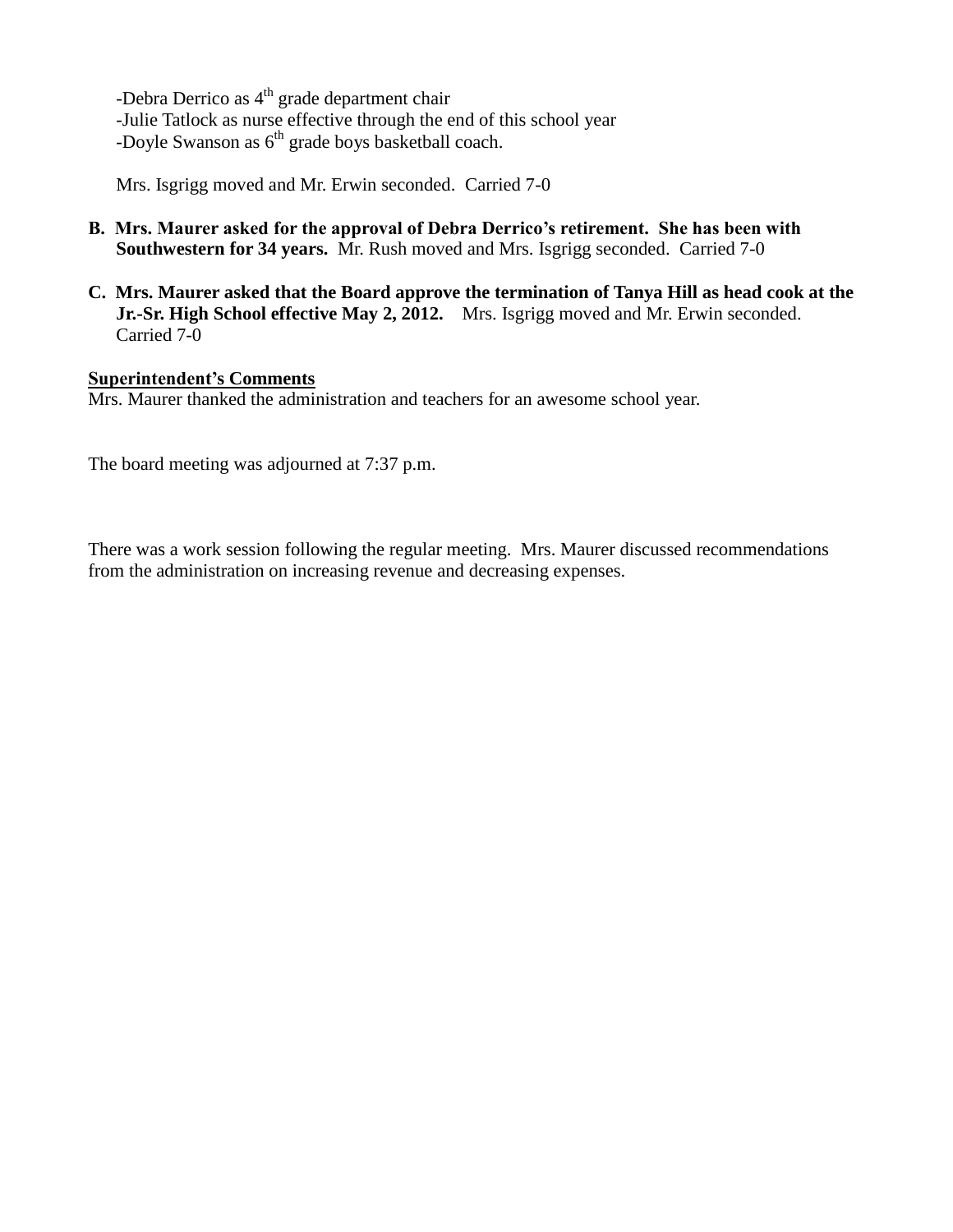-Debra Derrico as 4th grade department chair  
-Julie Tatlock as nurse effective through the end of this school year  
-Doyle Swanson as 6th grade boys basketball coach.

Mrs. Isgrigg moved and Mr. Erwin seconded. Carried 7-0

**B. Mrs. Maurer asked for the approval of Debra Derrico's retirement. She has been with Southwestern for 34 years.** Mr. Rush moved and Mrs. Isgrigg seconded. Carried 7-0

**C. Mrs. Maurer asked that the Board approve the termination of Tanya Hill as head cook at the Jr.-Sr. High School effective May 2, 2012.** Mrs. Isgrigg moved and Mr. Erwin seconded. Carried 7-0

**Superintendent's Comments**

Mrs. Maurer thanked the administration and teachers for an awesome school year.

The board meeting was adjourned at 7:37 p.m.

There was a work session following the regular meeting. Mrs. Maurer discussed recommendations from the administration on increasing revenue and decreasing expenses.